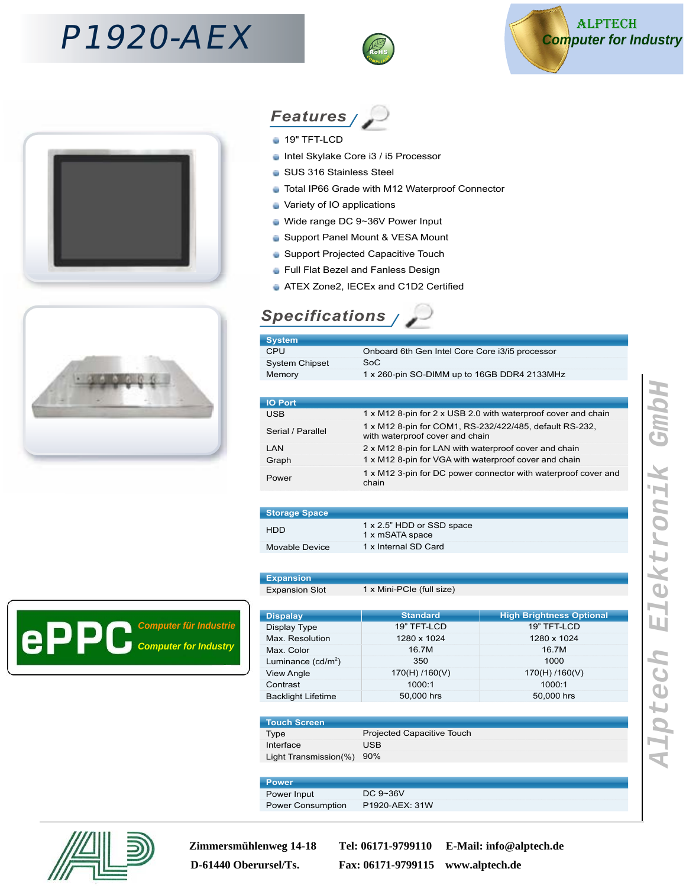# P1920-AEX

ALPTECH
Computer for Industry

## Features

- 19" TFT-LCD
- Intel Skylake Core i3 / i5 Processor
- SUS 316 Stainless Steel
- Total IP66 Grade with M12 Waterproof Connector
- Variety of IO applications
- Wide range DC 9~36V Power Input
- Support Panel Mount & VESA Mount
- Support Projected Capacitive Touch
- Full Flat Bezel and Fanless Design
- ATEX Zone2, IECEx and C1D2 Certified

## Specifications

| System | |
|---|---|
| CPU | Onboard 6th Gen Intel Core Core i3/i5 processor |
| System Chipset | SoC |
| Memory | 1 x 260-pin SO-DIMM up to 16GB DDR4 2133MHz |

| IO Port | |
|---|---|
| USB | 1 x M12 8-pin for 2 x USB 2.0 with waterproof cover and chain |
| Serial / Parallel | 1 x M12 8-pin for COM1, RS-232/422/485, default RS-232, with waterproof cover and chain |
| LAN | 2 x M12 8-pin for LAN with waterproof cover and chain |
| Graph | 1 x M12 8-pin for VGA with waterproof cover and chain |
| Power | 1 x M12 3-pin for DC power connector with waterproof cover and chain |

| Storage Space | |
|---|---|
| HDD | 1 x 2.5” HDD or SSD space<br>1 x mSATA space |
| Movable Device | 1 x Internal SD Card |

| Expansion | |
|---|---|
| Expansion Slot | 1 x Mini-PCIe (full size) |

| Dispalay | Standard | High Brightness Optional |
|---|---|---|
| Display Type | 19” TFT-LCD | 19” TFT-LCD |
| Max. Resolution | 1280 x 1024 | 1280 x 1024 |
| Max. Color | 16.7M | 16.7M |
| Luminance (cd/m$^2$) | 350 | 1000 |
| View Angle | 170(H) /160(V) | 170(H) /160(V) |
| Contrast | 1000:1 | 1000:1 |
| Backlight Lifetime | 50,000 hrs | 50,000 hrs |

| Touch Screen | |
|---|---|
| Type | Projected Capacitive Touch |
| Interface | USB |
| Light Transmission(%) | 90% |

| Power | |
|---|---|
| Power Input | DC 9~36V |
| Power Consumption | P1920-AEX: 31W |

ePPC Computer für Industrie / Computer for Industry

Alptech Elektronik GmbH

Zimmersmühlenweg 14-18
D-61440 Oberursel/Ts.

Tel: 06171-9799110
Fax: 06171-9799115

E-Mail: info@alptech.de
www.alptech.de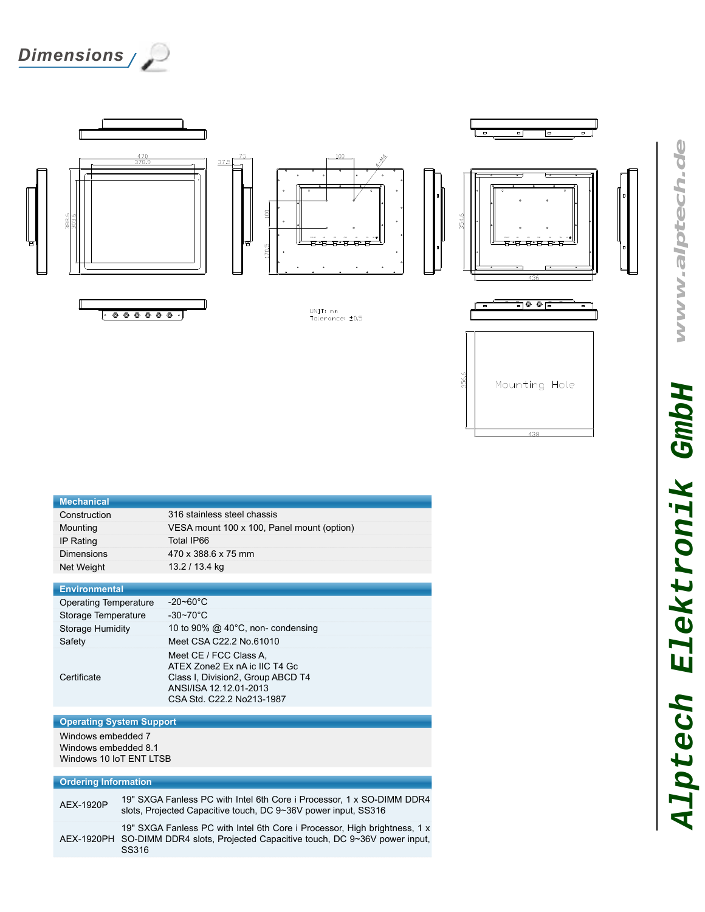## Dimensions

470
378.9
37.5
75
388.6
303.5
100
4-M4
100
176.5
354.6
436
UNIT: mm
Tolerance: ±0.5
354.6
Mounting Hole
438

| Mechanical | |
|---|---|
| Construction | 316 stainless steel chassis |
| Mounting | VESA mount 100 x 100, Panel mount (option) |
| IP Rating | Total IP66 |
| Dimensions | 470 x 388.6 x 75 mm |
| Net Weight | 13.2 / 13.4 kg |

| Environmental | |
|---|---|
| Operating Temperature | -20~60°C |
| Storage Temperature | -30~70°C |
| Storage Humidity | 10 to 90% @ 40°C, non- condensing |
| Safety | Meet CSA C22.2 No.61010 |
| Certificate | Meet CE / FCC Class A,<br>ATEX Zone2 Ex nA ic IIC T4 Gc<br>Class I, Division2, Group ABCD T4<br>ANSI/ISA 12.12.01-2013<br>CSA Std. C22.2 No213-1987 |

| Operating System Support |
|---|
| Windows embedded 7<br>Windows embedded 8.1<br>Windows 10 IoT ENT LTSB |

| Ordering Information | |
|---|---|
| AEX-1920P | 19" SXGA Fanless PC with Intel 6th Core i Processor, 1 x SO-DIMM DDR4 slots, Projected Capacitive touch, DC 9~36V power input, SS316 |
| AEX-1920PH | 19" SXGA Fanless PC with Intel 6th Core i Processor, High brightness, 1 x SO-DIMM DDR4 slots, Projected Capacitive touch, DC 9~36V power input, SS316 |

Alptech Elektronik GmbH
www.alptech.de